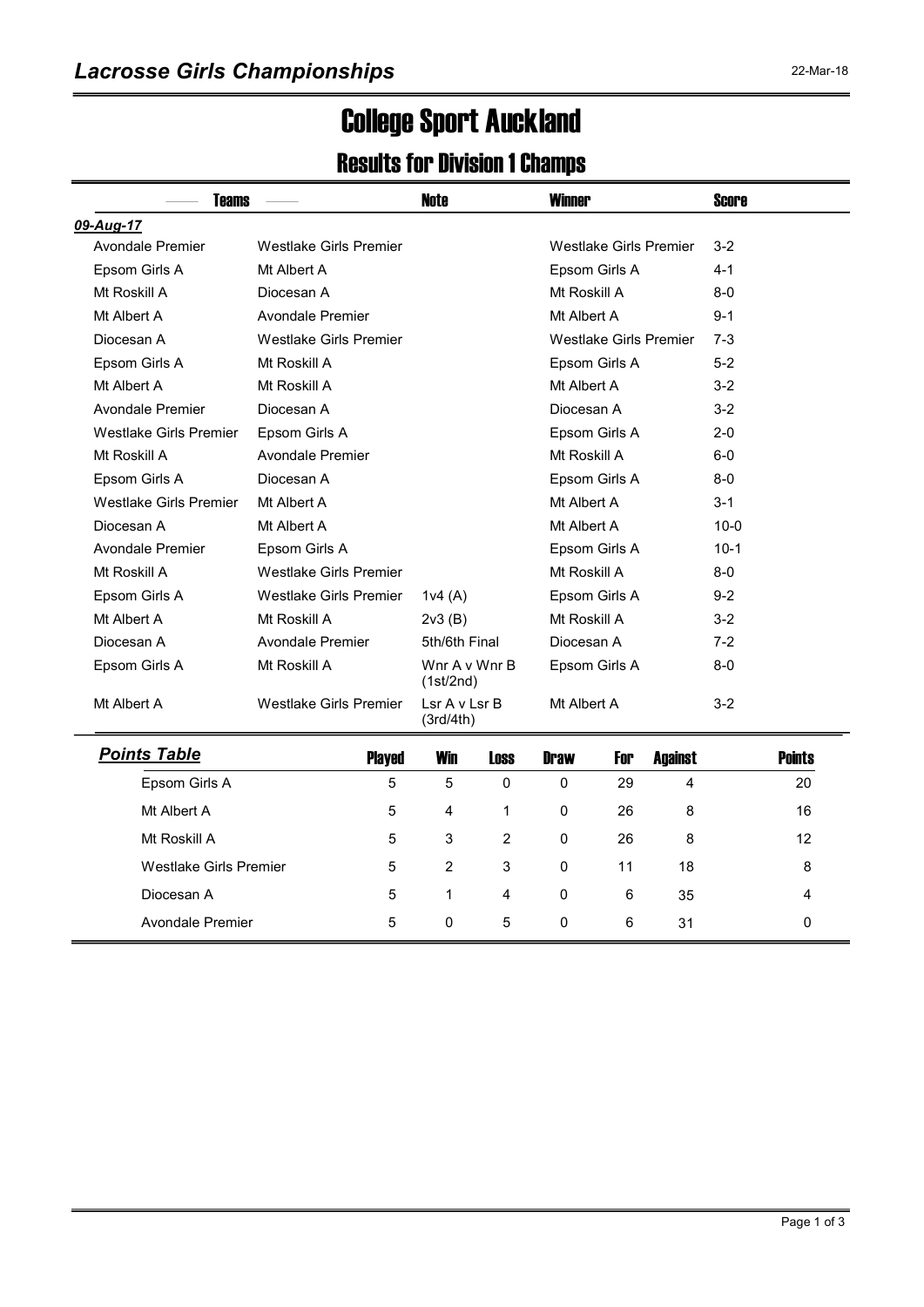# Lacrosse Girls Championships

22-Mar-18

# College Sport Auckland

## Results for Division 1 Champs

| Teams | | Note | Winner | Score |
|---|---|---|---|---|
| ***09-Aug-17*** | | | | |
| Avondale Premier | Westlake Girls Premier | | Westlake Girls Premier | 3-2 |
| Epsom Girls A | Mt Albert A | | Epsom Girls A | 4-1 |
| Mt Roskill A | Diocesan A | | Mt Roskill A | 8-0 |
| Mt Albert A | Avondale Premier | | Mt Albert A | 9-1 |
| Diocesan A | Westlake Girls Premier | | Westlake Girls Premier | 7-3 |
| Epsom Girls A | Mt Roskill A | | Epsom Girls A | 5-2 |
| Mt Albert A | Mt Roskill A | | Mt Albert A | 3-2 |
| Avondale Premier | Diocesan A | | Diocesan A | 3-2 |
| Westlake Girls Premier | Epsom Girls A | | Epsom Girls A | 2-0 |
| Mt Roskill A | Avondale Premier | | Mt Roskill A | 6-0 |
| Epsom Girls A | Diocesan A | | Epsom Girls A | 8-0 |
| Westlake Girls Premier | Mt Albert A | | Mt Albert A | 3-1 |
| Diocesan A | Mt Albert A | | Mt Albert A | 10-0 |
| Avondale Premier | Epsom Girls A | | Epsom Girls A | 10-1 |
| Mt Roskill A | Westlake Girls Premier | | Mt Roskill A | 8-0 |
| Epsom Girls A | Westlake Girls Premier | 1v4 (A) | Epsom Girls A | 9-2 |
| Mt Albert A | Mt Roskill A | 2v3 (B) | Mt Roskill A | 3-2 |
| Diocesan A | Avondale Premier | 5th/6th Final | Diocesan A | 7-2 |
| Epsom Girls A | Mt Roskill A | Wnr A v Wnr B (1st/2nd) | Epsom Girls A | 8-0 |
| Mt Albert A | Westlake Girls Premier | Lsr A v Lsr B (3rd/4th) | Mt Albert A | 3-2 |

### Points Table

| | Played | Win | Loss | Draw | For | Against | Points |
|---|---|---|---|---|---|---|---|
| Epsom Girls A | 5 | 5 | 0 | 0 | 29 | 4 | 20 |
| Mt Albert A | 5 | 4 | 1 | 0 | 26 | 8 | 16 |
| Mt Roskill A | 5 | 3 | 2 | 0 | 26 | 8 | 12 |
| Westlake Girls Premier | 5 | 2 | 3 | 0 | 11 | 18 | 8 |
| Diocesan A | 5 | 1 | 4 | 0 | 6 | 35 | 4 |
| Avondale Premier | 5 | 0 | 5 | 0 | 6 | 31 | 0 |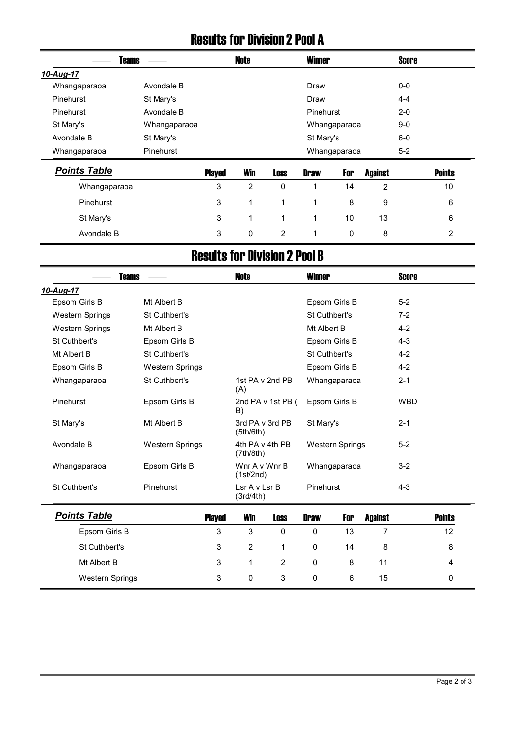# Results for Division 2 Pool A

| Teams | | Note | Winner | Score |
|---|---|---|---|---|
| ***10-Aug-17*** | | | | |
| Whangaparaoa | Avondale B | | Draw | 0-0 |
| Pinehurst | St Mary's | | Draw | 4-4 |
| Pinehurst | Avondale B | | Pinehurst | 2-0 |
| St Mary's | Whangaparaoa | | Whangaparaoa | 9-0 |
| Avondale B | St Mary's | | St Mary's | 6-0 |
| Whangaparaoa | Pinehurst | | Whangaparaoa | 5-2 |

| ***Points Table*** | Played | Win | Loss | Draw | For | Against | Points |
|---|---|---|---|---|---|---|---|
| Whangaparaoa | 3 | 2 | 0 | 1 | 14 | 2 | 10 |
| Pinehurst | 3 | 1 | 1 | 1 | 8 | 9 | 6 |
| St Mary's | 3 | 1 | 1 | 1 | 10 | 13 | 6 |
| Avondale B | 3 | 0 | 2 | 1 | 0 | 8 | 2 |

# Results for Division 2 Pool B

| Teams | | Note | Winner | Score |
|---|---|---|---|---|
| ***10-Aug-17*** | | | | |
| Epsom Girls B | Mt Albert B | | Epsom Girls B | 5-2 |
| Western Springs | St Cuthbert's | | St Cuthbert's | 7-2 |
| Western Springs | Mt Albert B | | Mt Albert B | 4-2 |
| St Cuthbert's | Epsom Girls B | | Epsom Girls B | 4-3 |
| Mt Albert B | St Cuthbert's | | St Cuthbert's | 4-2 |
| Epsom Girls B | Western Springs | | Epsom Girls B | 4-2 |
| Whangaparaoa | St Cuthbert's | 1st PA v 2nd PB (A) | Whangaparaoa | 2-1 |
| Pinehurst | Epsom Girls B | 2nd PA v 1st PB ( B) | Epsom Girls B | WBD |
| St Mary's | Mt Albert B | 3rd PA v 3rd PB (5th/6th) | St Mary's | 2-1 |
| Avondale B | Western Springs | 4th PA v 4th PB (7th/8th) | Western Springs | 5-2 |
| Whangaparaoa | Epsom Girls B | Wnr A v Wnr B (1st/2nd) | Whangaparaoa | 3-2 |
| St Cuthbert's | Pinehurst | Lsr A v Lsr B (3rd/4th) | Pinehurst | 4-3 |

| ***Points Table*** | Played | Win | Loss | Draw | For | Against | Points |
|---|---|---|---|---|---|---|---|
| Epsom Girls B | 3 | 3 | 0 | 0 | 13 | 7 | 12 |
| St Cuthbert's | 3 | 2 | 1 | 0 | 14 | 8 | 8 |
| Mt Albert B | 3 | 1 | 2 | 0 | 8 | 11 | 4 |
| Western Springs | 3 | 0 | 3 | 0 | 6 | 15 | 0 |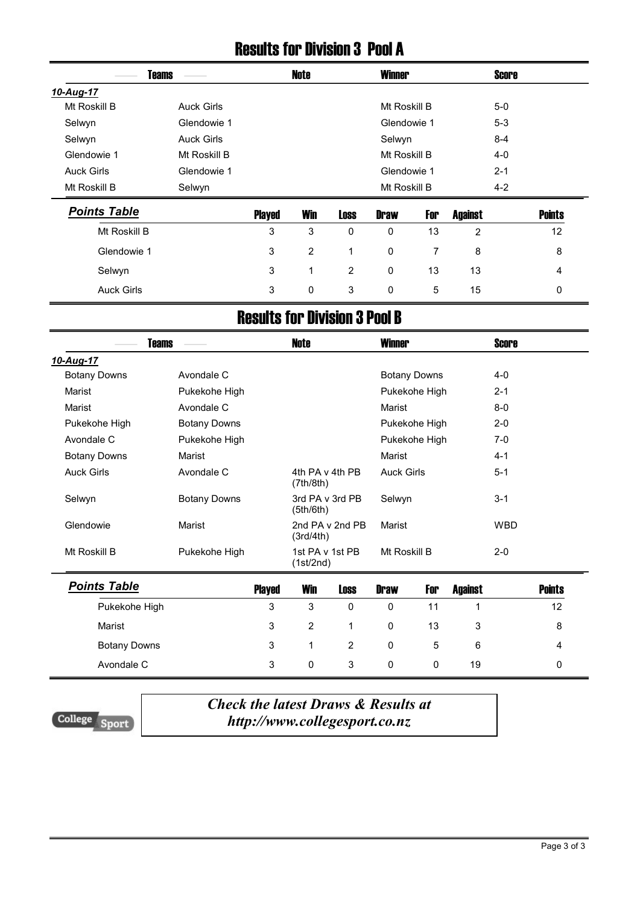# Results for Division 3 Pool A

| Teams | | Note | Winner | Score |
|---|---|---|---|---|
| ***10-Aug-17*** | | | | |
| Mt Roskill B | Auck Girls | | Mt Roskill B | 5-0 |
| Selwyn | Glendowie 1 | | Glendowie 1 | 5-3 |
| Selwyn | Auck Girls | | Selwyn | 8-4 |
| Glendowie 1 | Mt Roskill B | | Mt Roskill B | 4-0 |
| Auck Girls | Glendowie 1 | | Glendowie 1 | 2-1 |
| Mt Roskill B | Selwyn | | Mt Roskill B | 4-2 |

| ***Points Table*** | Played | Win | Loss | Draw | For | Against | Points |
|---|---|---|---|---|---|---|---|
| Mt Roskill B | 3 | 3 | 0 | 0 | 13 | 2 | 12 |
| Glendowie 1 | 3 | 2 | 1 | 0 | 7 | 8 | 8 |
| Selwyn | 3 | 1 | 2 | 0 | 13 | 13 | 4 |
| Auck Girls | 3 | 0 | 3 | 0 | 5 | 15 | 0 |

# Results for Division 3 Pool B

| Teams | | Note | Winner | Score |
|---|---|---|---|---|
| ***10-Aug-17*** | | | | |
| Botany Downs | Avondale C | | Botany Downs | 4-0 |
| Marist | Pukekohe High | | Pukekohe High | 2-1 |
| Marist | Avondale C | | Marist | 8-0 |
| Pukekohe High | Botany Downs | | Pukekohe High | 2-0 |
| Avondale C | Pukekohe High | | Pukekohe High | 7-0 |
| Botany Downs | Marist | | Marist | 4-1 |
| Auck Girls | Avondale C | 4th PA v 4th PB (7th/8th) | Auck Girls | 5-1 |
| Selwyn | Botany Downs | 3rd PA v 3rd PB (5th/6th) | Selwyn | 3-1 |
| Glendowie | Marist | 2nd PA v 2nd PB (3rd/4th) | Marist | WBD |
| Mt Roskill B | Pukekohe High | 1st PA v 1st PB (1st/2nd) | Mt Roskill B | 2-0 |

| ***Points Table*** | Played | Win | Loss | Draw | For | Against | Points |
|---|---|---|---|---|---|---|---|
| Pukekohe High | 3 | 3 | 0 | 0 | 11 | 1 | 12 |
| Marist | 3 | 2 | 1 | 0 | 13 | 3 | 8 |
| Botany Downs | 3 | 1 | 2 | 0 | 5 | 6 | 4 |
| Avondale C | 3 | 0 | 3 | 0 | 0 | 19 | 0 |

College Sport

***Check the latest Draws & Results at http://www.collegesport.co.nz***